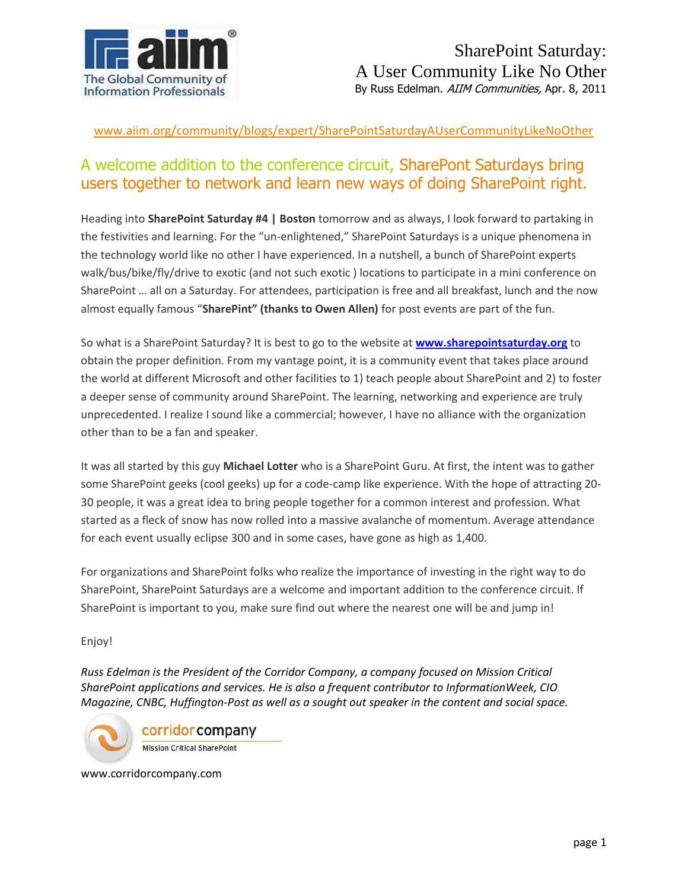# SharePoint Saturday: A User Community Like No Other

By Russ Edelman. *AIIM Communities,* Apr. 8, 2011

www.aiim.org/community/blogs/expert/SharePointSaturdayAUserCommunityLikeNoOther

## A welcome addition to the conference circuit, SharePont Saturdays bring users together to network and learn new ways of doing SharePoint right.

Heading into **SharePoint Saturday #4 | Boston** tomorrow and as always, I look forward to partaking in the festivities and learning. For the "un-enlightened," SharePoint Saturdays is a unique phenomena in the technology world like no other I have experienced. In a nutshell, a bunch of SharePoint experts walk/bus/bike/fly/drive to exotic (and not such exotic ) locations to participate in a mini conference on SharePoint … all on a Saturday. For attendees, participation is free and all breakfast, lunch and the now almost equally famous "**SharePint" (thanks to Owen Allen)** for post events are part of the fun.

So what is a SharePoint Saturday? It is best to go to the website at **www.sharepointsaturday.org** to obtain the proper definition. From my vantage point, it is a community event that takes place around the world at different Microsoft and other facilities to 1) teach people about SharePoint and 2) to foster a deeper sense of community around SharePoint. The learning, networking and experience are truly unprecedented. I realize I sound like a commercial; however, I have no alliance with the organization other than to be a fan and speaker.

It was all started by this guy **Michael Lotter** who is a SharePoint Guru. At first, the intent was to gather some SharePoint geeks (cool geeks) up for a code-camp like experience. With the hope of attracting 20-30 people, it was a great idea to bring people together for a common interest and profession. What started as a fleck of snow has now rolled into a massive avalanche of momentum. Average attendance for each event usually eclipse 300 and in some cases, have gone as high as 1,400.

For organizations and SharePoint folks who realize the importance of investing in the right way to do SharePoint, SharePoint Saturdays are a welcome and important addition to the conference circuit. If SharePoint is important to you, make sure find out where the nearest one will be and jump in!

Enjoy!

*Russ Edelman is the President of the Corridor Company, a company focused on Mission Critical SharePoint applications and services. He is also a frequent contributor to InformationWeek, CIO Magazine, CNBC, Huffington-Post as well as a sought out speaker in the content and social space.*

corridor company
Mission Critical SharePoint

www.corridorcompany.com